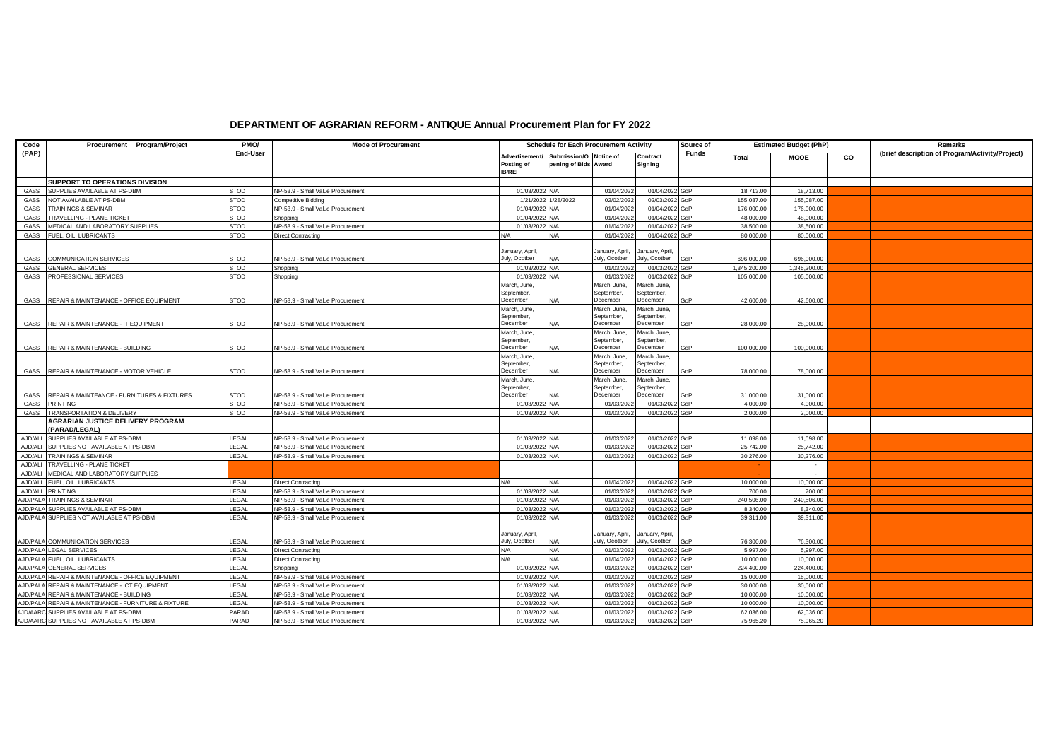# DEPARTMENT OF AGRARIAN REFORM - ANTIQUE Annual Procurement Plan for FY 2022

| Code (PAP) | Procurement Program/Project | PMO/ End-User | Mode of Procurement | Schedule for Each Procurement Activity | | | | Source of Funds | Estimated Budget (PhP) | | | Remarks (brief description of Program/Activity/Project) |
|---|---|---|---|---|---|---|---|---|---|---|---|---|
| | | | | Advertisement/ Posting of IB/REI | Submission/Opening of Bids | Notice of Award | Contract Signing | | Total | MOOE | CO | |
| | **SUPPORT TO OPERATIONS DIVISION** | | | | | | | | | | | |
| GASS | SUPPLIES AVAILABLE AT PS-DBM | STOD | NP-53.9 - Small Value Procurement | 01/03/2022 | N/A | 01/04/2022 | 01/04/2022 | GoP | 18,713.00 | 18,713.00 | | |
| GASS | NOT AVAILABLE AT PS-DBM | STOD | Competitive Bidding | 1/21/2022 | 1/28/2022 | 02/02/2022 | 02/03/2022 | GoP | 155,087.00 | 155,087.00 | | |
| GASS | TRAININGS & SEMINAR | STOD | NP-53.9 - Small Value Procurement | 01/04/2022 | N/A | 01/04/2022 | 01/04/2022 | GoP | 176,000.00 | 176,000.00 | | |
| GASS | TRAVELLING - PLANE TICKET | STOD | Shopping | 01/04/2022 | N/A | 01/04/2022 | 01/04/2022 | GoP | 48,000.00 | 48,000.00 | | |
| GASS | MEDICAL AND LABORATORY SUPPLIES | STOD | NP-53.9 - Small Value Procurement | 01/03/2022 | N/A | 01/04/2022 | 01/04/2022 | GoP | 38,500.00 | 38,500.00 | | |
| GASS | FUEL, OIL, LUBRICANTS | STOD | Direct Contracting | N/A | N/A | 01/04/2022 | 01/04/2022 | GoP | 80,000.00 | 80,000.00 | | |
| GASS | COMMUNICATION SERVICES | STOD | NP-53.9 - Small Value Procurement | January, April, July, Ocotber | N/A | January, April, July, Ocotber | January, April, July, Ocotber | GoP | 696,000.00 | 696,000.00 | | |
| GASS | GENERAL SERVICES | STOD | Shopping | 01/03/2022 | N/A | 01/03/2022 | 01/03/2022 | GoP | 1,345,200.00 | 1,345,200.00 | | |
| GASS | PROFESSIONAL SERVICES | STOD | Shopping | 01/03/2022 | N/A | 01/03/2022 | 01/03/2022 | GoP | 105,000.00 | 105,000.00 | | |
| GASS | REPAIR & MAINTENANCE - OFFICE EQUIPMENT | STOD | NP-53.9 - Small Value Procurement | March, June, September, December | N/A | March, June, September, December | March, June, September, December | GoP | 42,600.00 | 42,600.00 | | |
| GASS | REPAIR & MAINTENANCE - IT EQUIPMENT | STOD | NP-53.9 - Small Value Procurement | March, June, September, December | N/A | March, June, September, December | March, June, September, December | GoP | 28,000.00 | 28,000.00 | | |
| GASS | REPAIR & MAINTENANCE - BUILDING | STOD | NP-53.9 - Small Value Procurement | March, June, September, December | N/A | March, June, September, December | March, June, September, December | GoP | 100,000.00 | 100,000.00 | | |
| GASS | REPAIR & MAINTENANCE - MOTOR VEHICLE | STOD | NP-53.9 - Small Value Procurement | March, June, September, December | N/A | March, June, September, December | March, June, September, December | GoP | 78,000.00 | 78,000.00 | | |
| GASS | REPAIR & MAINTEANCE - FURNITURES & FIXTURES | STOD | NP-53.9 - Small Value Procurement | March, June, September, December | N/A | March, June, September, December | March, June, September, December | GoP | 31,000.00 | 31,000.00 | | |
| GASS | PRINTING | STOD | NP-53.9 - Small Value Procurement | 01/03/2022 | N/A | 01/03/2022 | 01/03/2022 | GoP | 4,000.00 | 4,000.00 | | |
| GASS | TRANSPORTATION & DELIVERY | STOD | NP-53.9 - Small Value Procurement | 01/03/2022 | N/A | 01/03/2022 | 01/03/2022 | GoP | 2,000.00 | 2,000.00 | | |
| | **AGRARIAN JUSTICE DELIVERY PROGRAM (PARAD/LEGAL)** | | | | | | | | | | | |
| AJD/ALI | SUPPLIES AVAILABLE AT PS-DBM | LEGAL | NP-53.9 - Small Value Procurement | 01/03/2022 | N/A | 01/03/2022 | 01/03/2022 | GoP | 11,098.00 | 11,098.00 | | |
| AJD/ALI | SUPPLIES NOT AVAILABLE AT PS-DBM | LEGAL | NP-53.9 - Small Value Procurement | 01/03/2022 | N/A | 01/03/2022 | 01/03/2022 | GoP | 25,742.00 | 25,742.00 | | |
| AJD/ALI | TRAININGS & SEMINAR | LEGAL | NP-53.9 - Small Value Procurement | 01/03/2022 | N/A | 01/03/2022 | 01/03/2022 | GoP | 30,276.00 | 30,276.00 | | |
| AJD/ALI | TRAVELLING - PLANE TICKET | | | | | | | | - | - | | |
| AJD/ALI | MEDICAL AND LABORATORY SUPPLIES | | | | | | | | - | - | | |
| AJD/ALI | FUEL, OIL, LUBRICANTS | LEGAL | Direct Contracting | N/A | N/A | 01/04/2022 | 01/04/2022 | GoP | 10,000.00 | 10,000.00 | | |
| AJD/ALI | PRINTING | LEGAL | NP-53.9 - Small Value Procurement | 01/03/2022 | N/A | 01/03/2022 | 01/03/2022 | GoP | 700.00 | 700.00 | | |
| AJD/PALA | TRAININGS & SEMINAR | LEGAL | NP-53.9 - Small Value Procurement | 01/03/2022 | N/A | 01/03/2022 | 01/03/2022 | GoP | 240,506.00 | 240,506.00 | | |
| AJD/PALA | SUPPLIES AVAILABLE AT PS-DBM | LEGAL | NP-53.9 - Small Value Procurement | 01/03/2022 | N/A | 01/03/2022 | 01/03/2022 | GoP | 8,340.00 | 8,340.00 | | |
| AJD/PALA | SUPPLIES NOT AVAILABLE AT PS-DBM | LEGAL | NP-53.9 - Small Value Procurement | 01/03/2022 | N/A | 01/03/2022 | 01/03/2022 | GoP | 39,311.00 | 39,311.00 | | |
| AJD/PALA | COMMUNICATION SERVICES | LEGAL | NP-53.9 - Small Value Procurement | January, April, July, Ocotber | N/A | January, April, July, Ocotber | January, April, July, Ocotber | GoP | 76,300.00 | 76,300.00 | | |
| AJD/PALA | LEGAL SERVICES | LEGAL | Direct Contracting | N/A | N/A | 01/03/2022 | 01/03/2022 | GoP | 5,997.00 | 5,997.00 | | |
| AJD/PALA | FUEL, OIL, LUBRICANTS | LEGAL | Direct Contracting | N/A | N/A | 01/04/2022 | 01/04/2022 | GoP | 10,000.00 | 10,000.00 | | |
| AJD/PALA | GENERAL SERVICES | LEGAL | Shopping | 01/03/2022 | N/A | 01/03/2022 | 01/03/2022 | GoP | 224,400.00 | 224,400.00 | | |
| AJD/PALA | REPAIR & MAINTENANCE - OFFICE EQUIPMENT | LEGAL | NP-53.9 - Small Value Procurement | 01/03/2022 | N/A | 01/03/2022 | 01/03/2022 | GoP | 15,000.00 | 15,000.00 | | |
| AJD/PALA | REPAIR & MAINTENANCE - ICT EQUIPMENT | LEGAL | NP-53.9 - Small Value Procurement | 01/03/2022 | N/A | 01/03/2022 | 01/03/2022 | GoP | 30,000.00 | 30,000.00 | | |
| AJD/PALA | REPAIR & MAINTENANCE - BUILDING | LEGAL | NP-53.9 - Small Value Procurement | 01/03/2022 | N/A | 01/03/2022 | 01/03/2022 | GoP | 10,000.00 | 10,000.00 | | |
| AJD/PALA | REPAIR & MAINTENANCE - FURNITURE & FIXTURE | LEGAL | NP-53.9 - Small Value Procurement | 01/03/2022 | N/A | 01/03/2022 | 01/03/2022 | GoP | 10,000.00 | 10,000.00 | | |
| AJD/AARC | SUPPLIES AVAILABLE AT PS-DBM | PARAD | NP-53.9 - Small Value Procurement | 01/03/2022 | N/A | 01/03/2022 | 01/03/2022 | GoP | 62,036.00 | 62,036.00 | | |
| AJD/AARC | SUPPLIES NOT AVAILABLE AT PS-DBM | PARAD | NP-53.9 - Small Value Procurement | 01/03/2022 | N/A | 01/03/2022 | 01/03/2022 | GoP | 75,965.20 | 75,965.20 | | |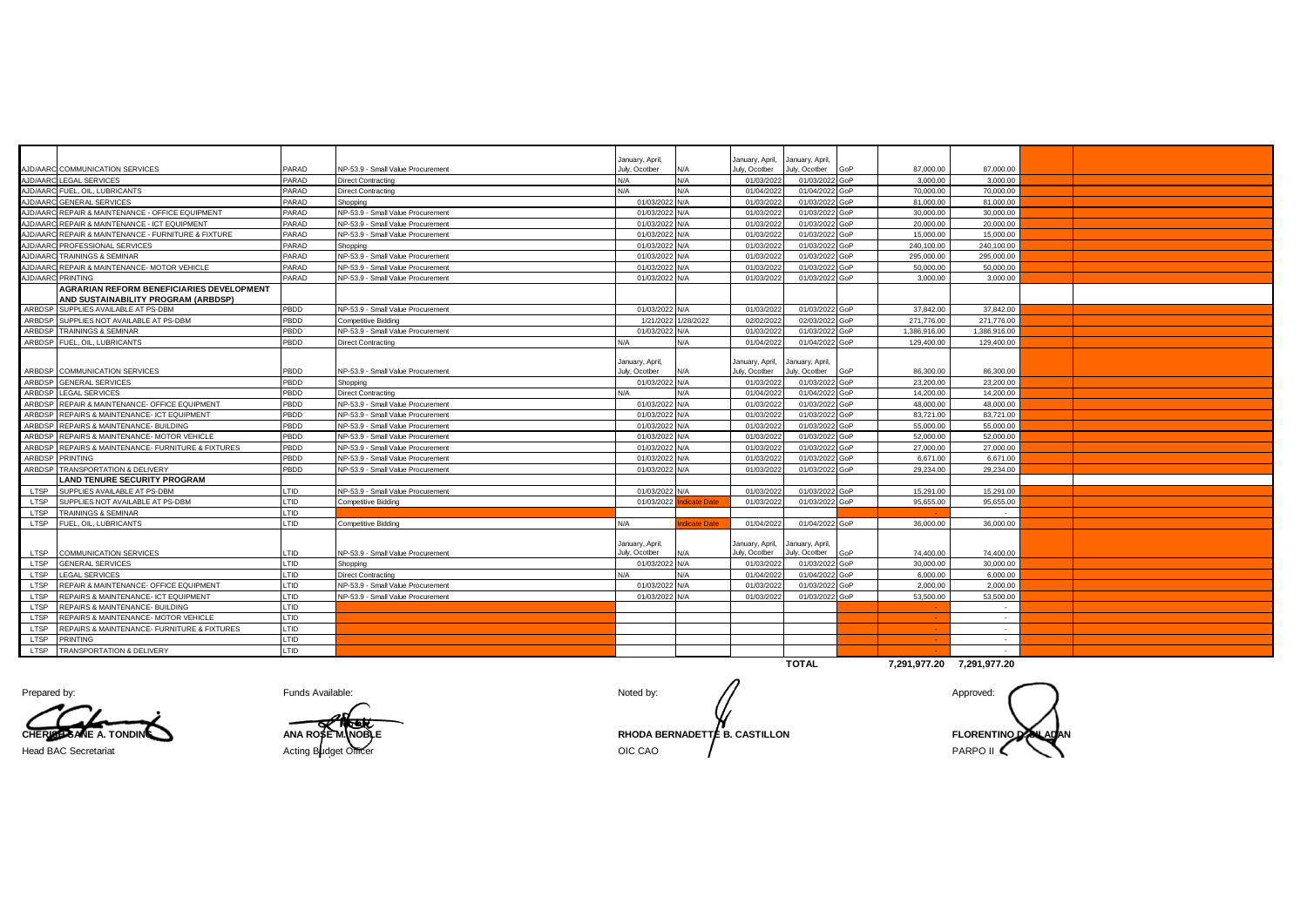| | | | | | | | | | | | | |
|---|---|---|---|---|---|---|---|---|---|---|---|---|
| AJD/AARC | COMMUNICATION SERVICES | PARAD | NP-53.9 - Small Value Procurement | January, April, July, Ocotber | N/A | January, April, July, Ocotber | January, April, July, Ocotber | GoP | 87,000.00 | 87,000.00 | | |
| AJD/AARC | LEGAL SERVICES | PARAD | Direct Contracting | N/A | N/A | 01/03/2022 | 01/03/2022 | GoP | 3,000.00 | 3,000.00 | | |
| AJD/AARC | FUEL, OIL, LUBRICANTS | PARAD | Direct Contracting | N/A | N/A | 01/04/2022 | 01/04/2022 | GoP | 70,000.00 | 70,000.00 | | |
| AJD/AARC | GENERAL SERVICES | PARAD | Shopping | 01/03/2022 | N/A | 01/03/2022 | 01/03/2022 | GoP | 81,000.00 | 81,000.00 | | |
| AJD/AARC | REPAIR & MAINTENANCE - OFFICE EQUIPMENT | PARAD | NP-53.9 - Small Value Procurement | 01/03/2022 | N/A | 01/03/2022 | 01/03/2022 | GoP | 30,000.00 | 30,000.00 | | |
| AJD/AARC | REPAIR & MAINTENANCE - ICT EQUIPMENT | PARAD | NP-53.9 - Small Value Procurement | 01/03/2022 | N/A | 01/03/2022 | 01/03/2022 | GoP | 20,000.00 | 20,000.00 | | |
| AJD/AARC | REPAIR & MAINTENANCE - FURNITURE & FIXTURE | PARAD | NP-53.9 - Small Value Procurement | 01/03/2022 | N/A | 01/03/2022 | 01/03/2022 | GoP | 15,000.00 | 15,000.00 | | |
| AJD/AARC | PROFESSIONAL SERVICES | PARAD | Shopping | 01/03/2022 | N/A | 01/03/2022 | 01/03/2022 | GoP | 240,100.00 | 240,100.00 | | |
| AJD/AARC | TRAININGS & SEMINAR | PARAD | NP-53.9 - Small Value Procurement | 01/03/2022 | N/A | 01/03/2022 | 01/03/2022 | GoP | 295,000.00 | 295,000.00 | | |
| AJD/AARC | REPAIR & MAINTENANCE- MOTOR VEHICLE | PARAD | NP-53.9 - Small Value Procurement | 01/03/2022 | N/A | 01/03/2022 | 01/03/2022 | GoP | 50,000.00 | 50,000.00 | | |
| AJD/AARC | PRINTING | PARAD | NP-53.9 - Small Value Procurement | 01/03/2022 | N/A | 01/03/2022 | 01/03/2022 | GoP | 3,000.00 | 3,000.00 | | |
| | **AGRARIAN REFORM BENEFICIARIES DEVELOPMENT AND SUSTAINABILITY PROGRAM (ARBDSP)** | | | | | | | | | | | |
| ARBDSP | SUPPLIES AVAILABLE AT PS-DBM | PBDD | NP-53.9 - Small Value Procurement | 01/03/2022 | N/A | 01/03/2022 | 01/03/2022 | GoP | 37,842.00 | 37,842.00 | | |
| ARBDSP | SUPPLIES NOT AVAILABLE AT PS-DBM | PBDD | Competitive Bidding | 1/21/2022 | 1/28/2022 | 02/02/2022 | 02/03/2022 | GoP | 271,776.00 | 271,776.00 | | |
| ARBDSP | TRAININGS & SEMINAR | PBDD | NP-53.9 - Small Value Procurement | 01/03/2022 | N/A | 01/03/2022 | 01/03/2022 | GoP | 1,386,916.00 | 1,386,916.00 | | |
| ARBDSP | FUEL, OIL, LUBRICANTS | PBDD | Direct Contracting | N/A | N/A | 01/04/2022 | 01/04/2022 | GoP | 129,400.00 | 129,400.00 | | |
| ARBDSP | COMMUNICATION SERVICES | PBDD | NP-53.9 - Small Value Procurement | January, April, July, Ocotber | N/A | January, April, July, Ocotber | January, April, July, Ocotber | GoP | 86,300.00 | 86,300.00 | | |
| ARBDSP | GENERAL SERVICES | PBDD | Shopping | 01/03/2022 | N/A | 01/03/2022 | 01/03/2022 | GoP | 23,200.00 | 23,200.00 | | |
| ARBDSP | LEGAL SERVICES | PBDD | Direct Contracting | N/A | N/A | 01/04/2022 | 01/04/2022 | GoP | 14,200.00 | 14,200.00 | | |
| ARBDSP | REPAIR & MAINTENANCE- OFFICE EQUIPMENT | PBDD | NP-53.9 - Small Value Procurement | 01/03/2022 | N/A | 01/03/2022 | 01/03/2022 | GoP | 48,000.00 | 48,000.00 | | |
| ARBDSP | REPAIRS & MAINTENANCE- ICT EQUIPMENT | PBDD | NP-53.9 - Small Value Procurement | 01/03/2022 | N/A | 01/03/2022 | 01/03/2022 | GoP | 83,721.00 | 83,721.00 | | |
| ARBDSP | REPAIRS & MAINTENANCE- BUILDING | PBDD | NP-53.9 - Small Value Procurement | 01/03/2022 | N/A | 01/03/2022 | 01/03/2022 | GoP | 55,000.00 | 55,000.00 | | |
| ARBDSP | REPAIRS & MAINTENANCE- MOTOR VEHICLE | PBDD | NP-53.9 - Small Value Procurement | 01/03/2022 | N/A | 01/03/2022 | 01/03/2022 | GoP | 52,000.00 | 52,000.00 | | |
| ARBDSP | REPAIRS & MAINTENANCE- FURNITURE & FIXTURES | PBDD | NP-53.9 - Small Value Procurement | 01/03/2022 | N/A | 01/03/2022 | 01/03/2022 | GoP | 27,000.00 | 27,000.00 | | |
| ARBDSP | PRINTING | PBDD | NP-53.9 - Small Value Procurement | 01/03/2022 | N/A | 01/03/2022 | 01/03/2022 | GoP | 6,671.00 | 6,671.00 | | |
| ARBDSP | TRANSPORTATION & DELIVERY | PBDD | NP-53.9 - Small Value Procurement | 01/03/2022 | N/A | 01/03/2022 | 01/03/2022 | GoP | 29,234.00 | 29,234.00 | | |
| | **LAND TENURE SECURITY PROGRAM** | | | | | | | | | | | |
| LTSP | SUPPLIES AVAILABLE AT PS-DBM | LTID | NP-53.9 - Small Value Procurement | 01/03/2022 | N/A | 01/03/2022 | 01/03/2022 | GoP | 15,291.00 | 15,291.00 | | |
| LTSP | SUPPLIES NOT AVAILABLE AT PS-DBM | LTID | Competitive Bidding | 01/03/2022 | Indicate Date | 01/03/2022 | 01/03/2022 | GoP | 95,655.00 | 95,655.00 | | |
| LTSP | TRAININGS & SEMINAR | LTID | | | | | | | - | - | | |
| LTSP | FUEL, OIL, LUBRICANTS | LTID | Competitive Bidding | N/A | Indicate Date | 01/04/2022 | 01/04/2022 | GoP | 36,000.00 | 36,000.00 | | |
| LTSP | COMMUNICATION SERVICES | LTID | NP-53.9 - Small Value Procurement | January, April, July, Ocotber | N/A | January, April, July, Ocotber | January, April, July, Ocotber | GoP | 74,400.00 | 74,400.00 | | |
| LTSP | GENERAL SERVICES | LTID | Shopping | 01/03/2022 | N/A | 01/03/2022 | 01/03/2022 | GoP | 30,000.00 | 30,000.00 | | |
| LTSP | LEGAL SERVICES | LTID | Direct Contracting | N/A | N/A | 01/04/2022 | 01/04/2022 | GoP | 6,000.00 | 6,000.00 | | |
| LTSP | REPAIR & MAINTENANCE- OFFICE EQUIPMENT | LTID | NP-53.9 - Small Value Procurement | 01/03/2022 | N/A | 01/03/2022 | 01/03/2022 | GoP | 2,000.00 | 2,000.00 | | |
| LTSP | REPAIRS & MAINTENANCE- ICT EQUIPMENT | LTID | NP-53.9 - Small Value Procurement | 01/03/2022 | N/A | 01/03/2022 | 01/03/2022 | GoP | 53,500.00 | 53,500.00 | | |
| LTSP | REPAIRS & MAINTENANCE- BUILDING | LTID | | | | | | | | - | | |
| LTSP | REPAIRS & MAINTENANCE- MOTOR VEHICLE | LTID | | | | | | | - | - | | |
| LTSP | REPAIRS & MAINTENANCE- FURNITURE & FIXTURES | LTID | | | | | | | - | - | | |
| LTSP | PRINTING | LTID | | | | | | | - | - | | |
| LTSP | TRANSPORTATION & DELIVERY | LTID | | | | | | | - | - | | |
| | | | | | | | **TOTAL** | | **7,291,977.20** | **7,291,977.20** | | |

Prepared by:

**CHERISH JANE A. TONDING**
Head BAC Secretariat

Funds Available:

**ANA ROSE M. NOBLE**
Acting Budget Officer

Noted by:

**RHODA BERNADETTE B. CASTILLON**
OIC CAO

Approved:

**FLORENTINO D. SILADAN**
PARPO II